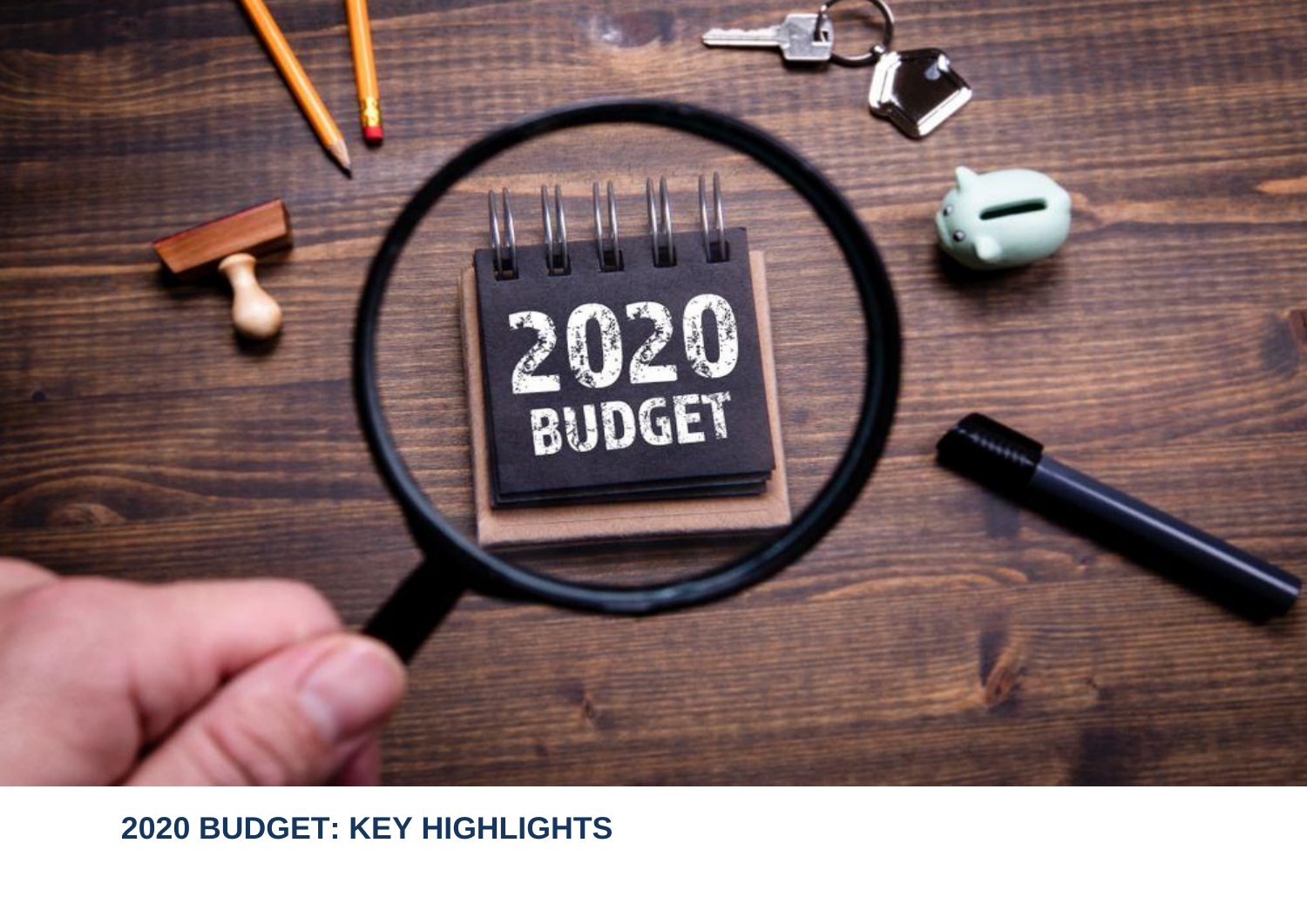# 2020 BUDGET: KEY HIGHLIGHTS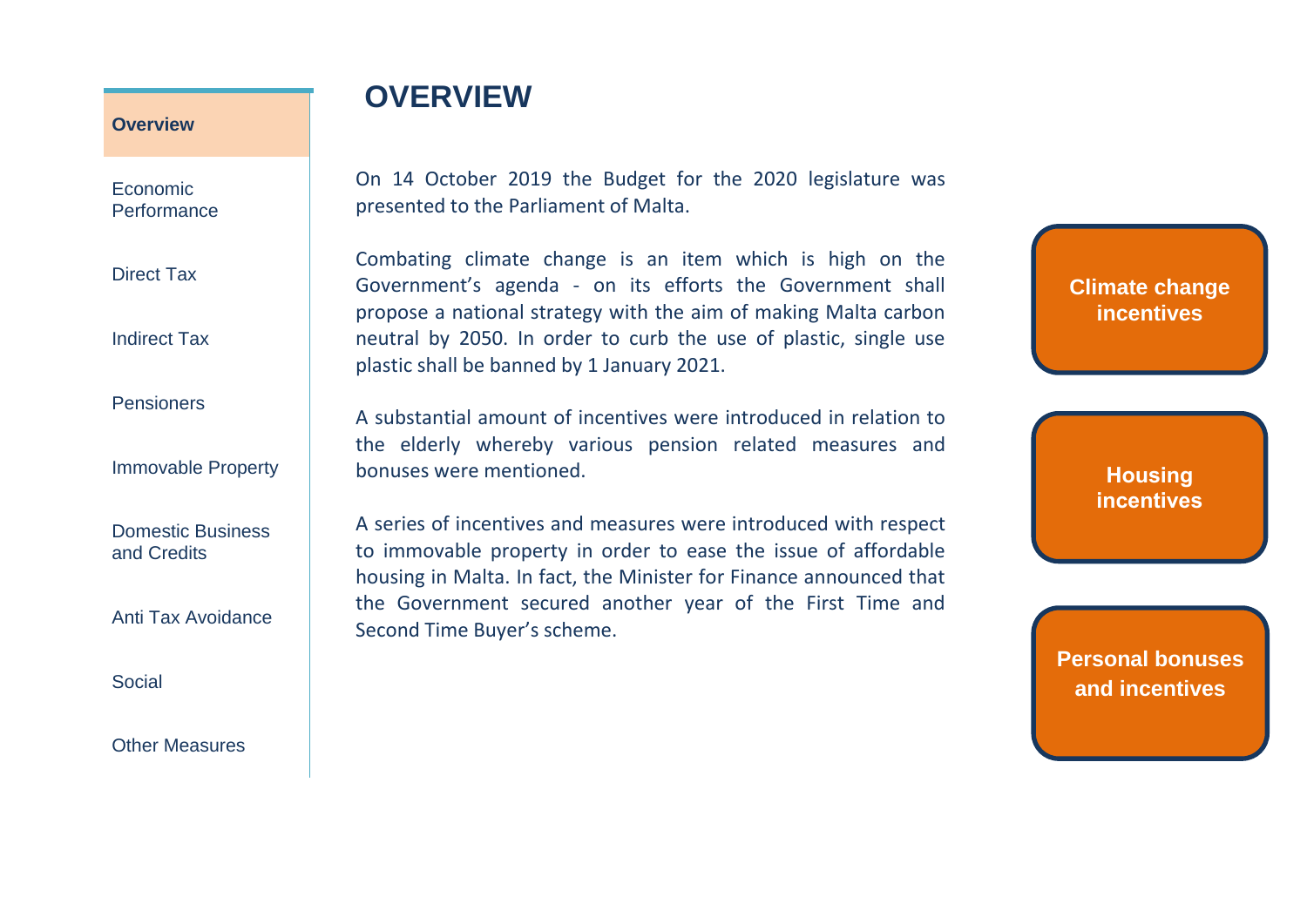# OVERVIEW

On 14 October 2019 the Budget for the 2020 legislature was presented to the Parliament of Malta.

Combating climate change is an item which is high on the Government's agenda - on its efforts the Government shall propose a national strategy with the aim of making Malta carbon neutral by 2050. In order to curb the use of plastic, single use plastic shall be banned by 1 January 2021.

A substantial amount of incentives were introduced in relation to the elderly whereby various pension related measures and bonuses were mentioned.

A series of incentives and measures were introduced with respect to immovable property in order to ease the issue of affordable housing in Malta. In fact, the Minister for Finance announced that the Government secured another year of the First Time and Second Time Buyer's scheme.

**Climate change incentives**

**Housing incentives**

**Personal bonuses and incentives**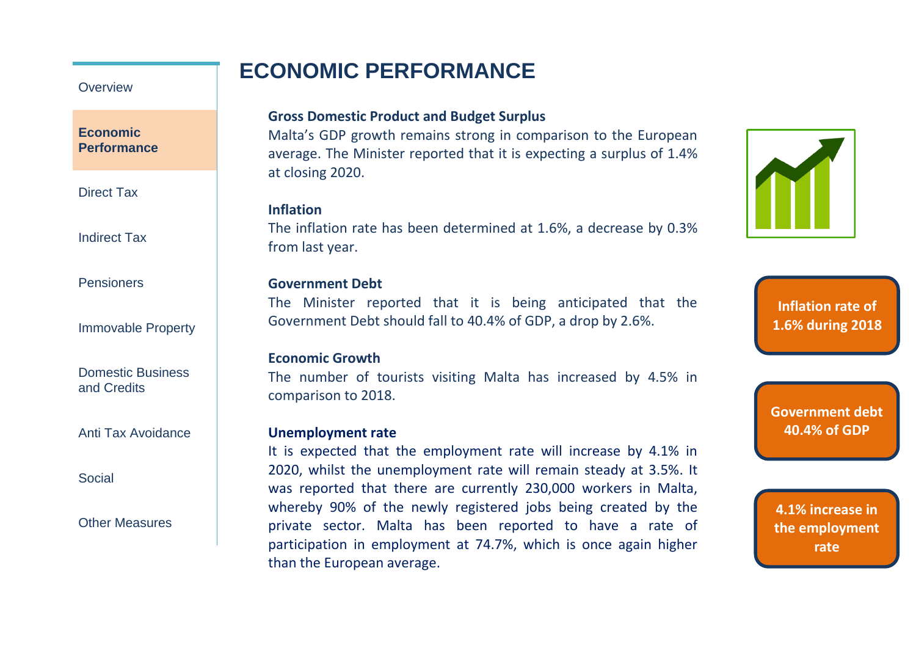Overview

**Economic Performance**

Direct Tax

Indirect Tax

Pensioners

Immovable Property

Domestic Business and Credits

Anti Tax Avoidance

Social

Other Measures

# ECONOMIC PERFORMANCE

**Gross Domestic Product and Budget Surplus**

Malta's GDP growth remains strong in comparison to the European average. The Minister reported that it is expecting a surplus of 1.4% at closing 2020.

**Inflation**

The inflation rate has been determined at 1.6%, a decrease by 0.3% from last year.

**Government Debt**

The Minister reported that it is being anticipated that the Government Debt should fall to 40.4% of GDP, a drop by 2.6%.

**Economic Growth**

The number of tourists visiting Malta has increased by 4.5% in comparison to 2018.

**Unemployment rate**

It is expected that the employment rate will increase by 4.1% in 2020, whilst the unemployment rate will remain steady at 3.5%. It was reported that there are currently 230,000 workers in Malta, whereby 90% of the newly registered jobs being created by the private sector. Malta has been reported to have a rate of participation in employment at 74.7%, which is once again higher than the European average.

**Inflation rate of 1.6% during 2018**

**Government debt 40.4% of GDP**

**4.1% increase in the employment rate**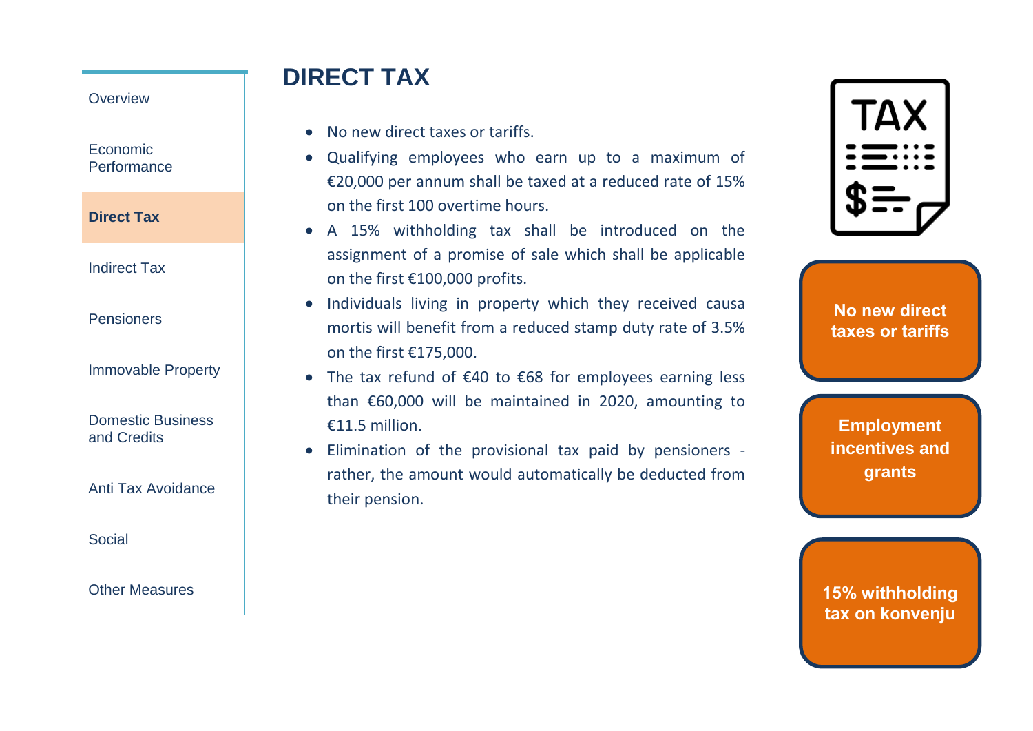Overview

Economic Performance

**Direct Tax**

Indirect Tax

Pensioners

Immovable Property

Domestic Business and Credits

Anti Tax Avoidance

Social

Other Measures

# DIRECT TAX

- No new direct taxes or tariffs.
- Qualifying employees who earn up to a maximum of €20,000 per annum shall be taxed at a reduced rate of 15% on the first 100 overtime hours.
- A 15% withholding tax shall be introduced on the assignment of a promise of sale which shall be applicable on the first €100,000 profits.
- Individuals living in property which they received causa mortis will benefit from a reduced stamp duty rate of 3.5% on the first €175,000.
- The tax refund of €40 to €68 for employees earning less than €60,000 will be maintained in 2020, amounting to €11.5 million.
- Elimination of the provisional tax paid by pensioners - rather, the amount would automatically be deducted from their pension.

**No new direct taxes or tariffs**

**Employment incentives and grants**

**15% withholding tax on konvenju**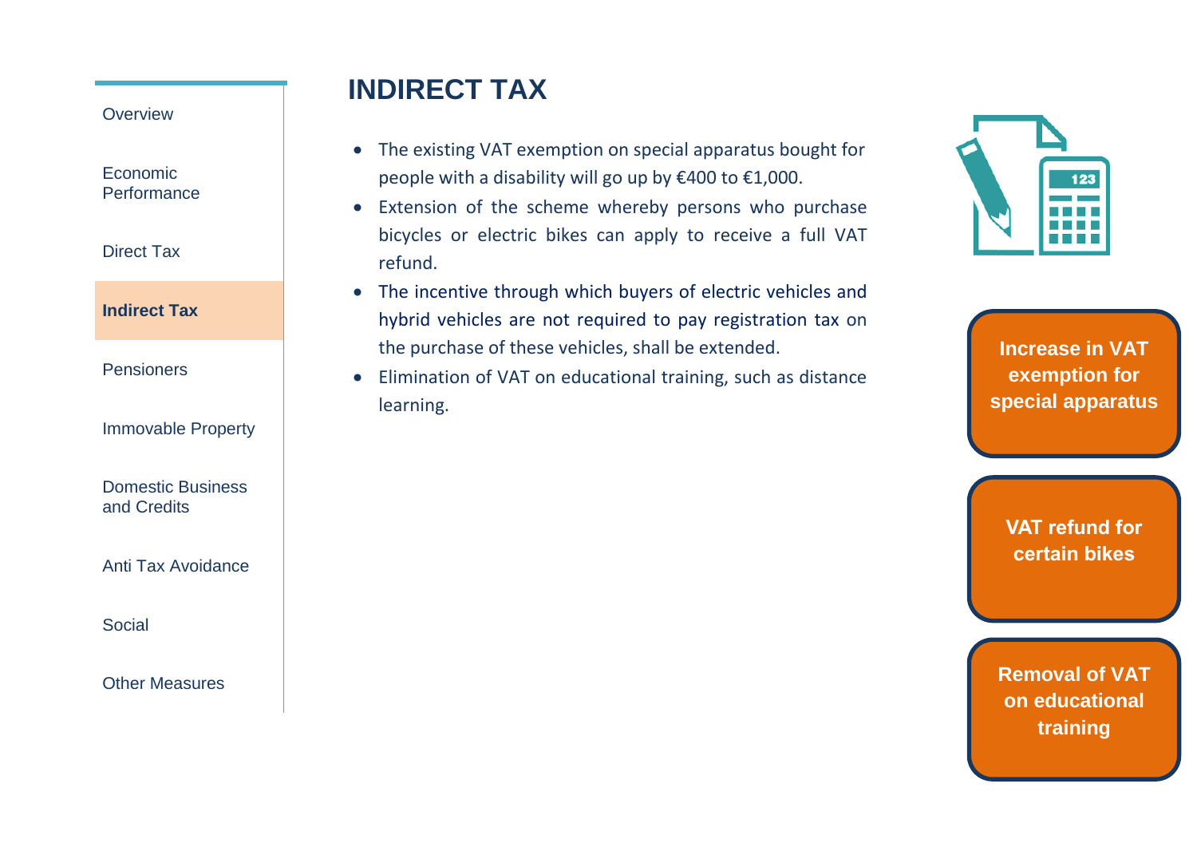# INDIRECT TAX

- The existing VAT exemption on special apparatus bought for people with a disability will go up by €400 to €1,000.
- Extension of the scheme whereby persons who purchase bicycles or electric bikes can apply to receive a full VAT refund.
- The incentive through which buyers of electric vehicles and hybrid vehicles are not required to pay registration tax on the purchase of these vehicles, shall be extended.
- Elimination of VAT on educational training, such as distance learning.

**Increase in VAT exemption for special apparatus**

**VAT refund for certain bikes**

**Removal of VAT on educational training**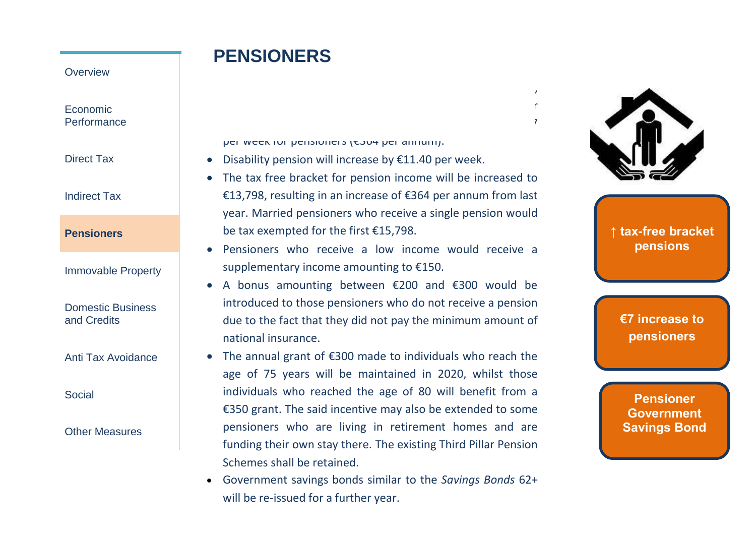# PENSIONERS

per week for pensioners (€364 per annum).

- Disability pension will increase by €11.40 per week.
- The tax free bracket for pension income will be increased to €13,798, resulting in an increase of €364 per annum from last year. Married pensioners who receive a single pension would be tax exempted for the first €15,798.
- Pensioners who receive a low income would receive a supplementary income amounting to €150.
- A bonus amounting between €200 and €300 would be introduced to those pensioners who do not receive a pension due to the fact that they did not pay the minimum amount of national insurance.
- The annual grant of €300 made to individuals who reach the age of 75 years will be maintained in 2020, whilst those individuals who reached the age of 80 will benefit from a €350 grant. The said incentive may also be extended to some pensioners who are living in retirement homes and are funding their own stay there. The existing Third Pillar Pension Schemes shall be retained.
- Government savings bonds similar to the *Savings Bonds* 62+ will be re-issued for a further year.

**↑ tax-free bracket pensions**

**€7 increase to pensioners**

**Pensioner Government Savings Bond**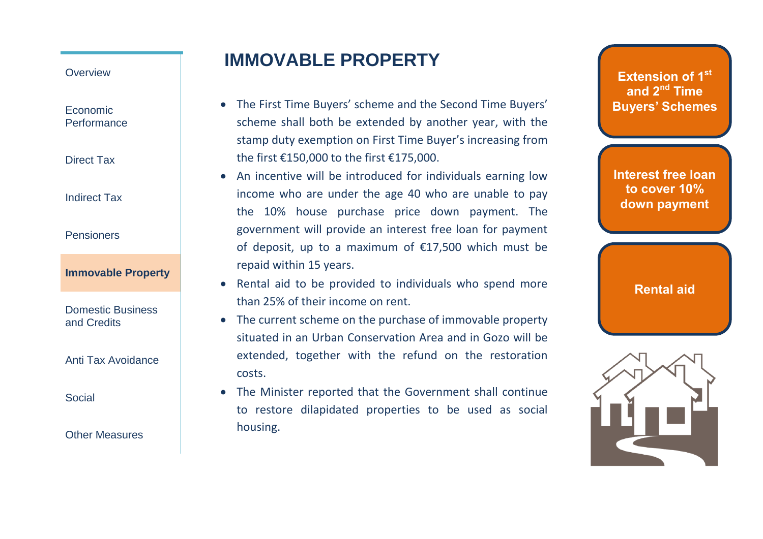- Overview
- Economic Performance
- Direct Tax
- Indirect Tax
- Pensioners
- **Immovable Property**
- Domestic Business and Credits
- Anti Tax Avoidance
- Social
- Other Measures

# IMMOVABLE PROPERTY

- The First Time Buyers' scheme and the Second Time Buyers' scheme shall both be extended by another year, with the stamp duty exemption on First Time Buyer's increasing from the first €150,000 to the first €175,000.
- An incentive will be introduced for individuals earning low income who are under the age 40 who are unable to pay the 10% house purchase price down payment. The government will provide an interest free loan for payment of deposit, up to a maximum of €17,500 which must be repaid within 15 years.
- Rental aid to be provided to individuals who spend more than 25% of their income on rent.
- The current scheme on the purchase of immovable property situated in an Urban Conservation Area and in Gozo will be extended, together with the refund on the restoration costs.
- The Minister reported that the Government shall continue to restore dilapidated properties to be used as social housing.

**Extension of 1st and 2nd Time Buyers' Schemes**

**Interest free loan to cover 10% down payment**

**Rental aid**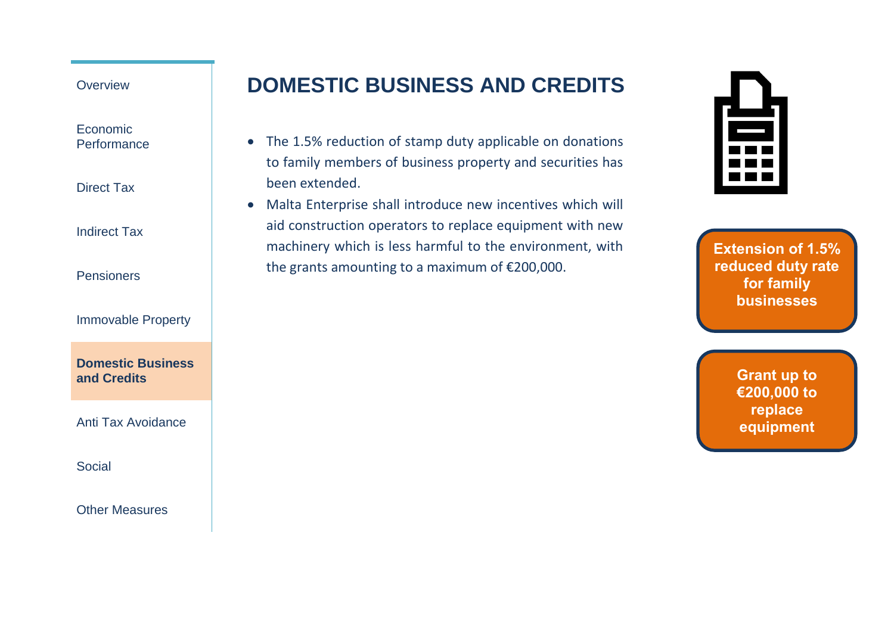# DOMESTIC BUSINESS AND CREDITS

- The 1.5% reduction of stamp duty applicable on donations to family members of business property and securities has been extended.
- Malta Enterprise shall introduce new incentives which will aid construction operators to replace equipment with new machinery which is less harmful to the environment, with the grants amounting to a maximum of €200,000.

**Extension of 1.5% reduced duty rate for family businesses**

**Grant up to €200,000 to replace equipment**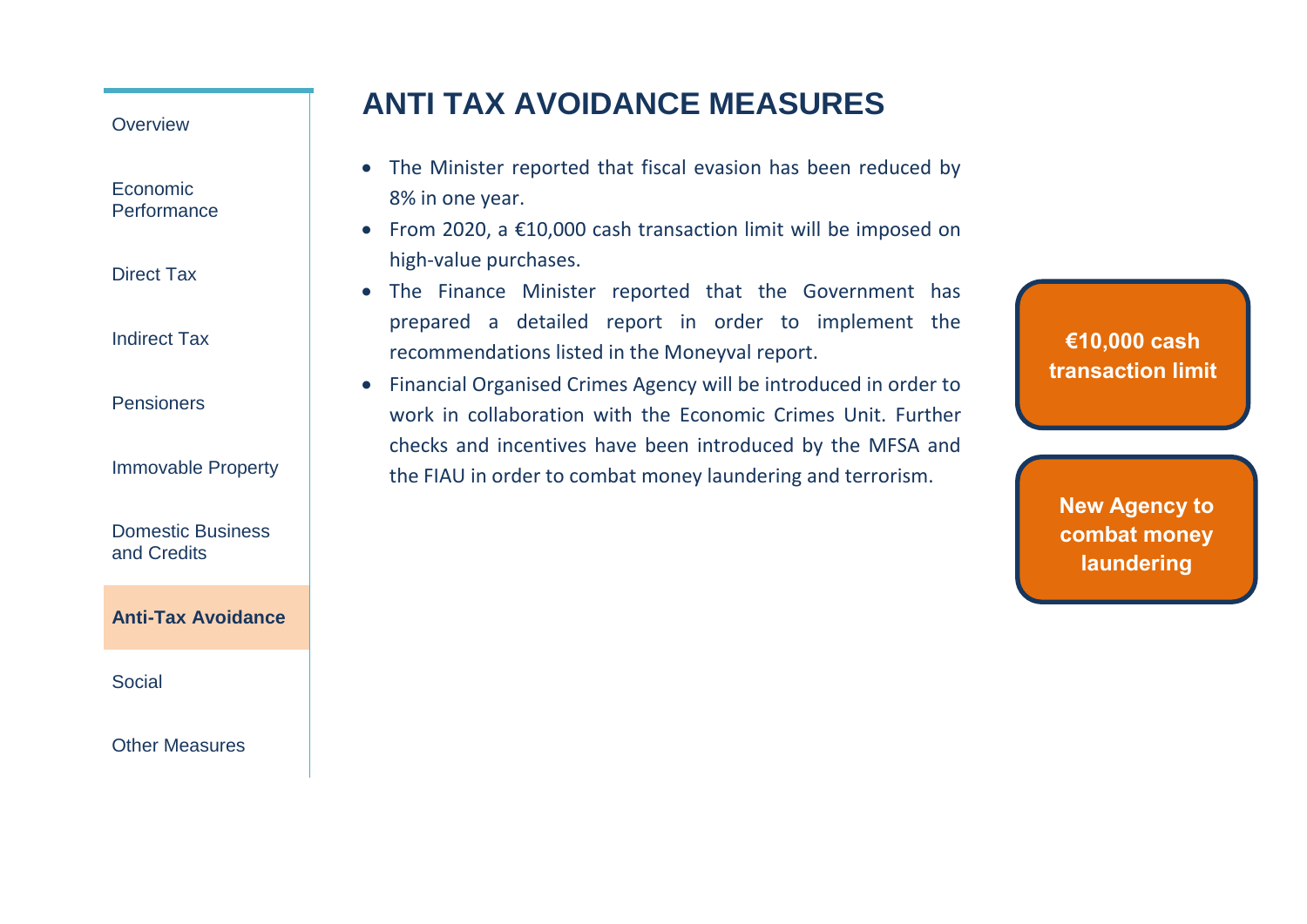# ANTI TAX AVOIDANCE MEASURES

- The Minister reported that fiscal evasion has been reduced by 8% in one year.
- From 2020, a €10,000 cash transaction limit will be imposed on high-value purchases.
- The Finance Minister reported that the Government has prepared a detailed report in order to implement the recommendations listed in the Moneyval report.
- Financial Organised Crimes Agency will be introduced in order to work in collaboration with the Economic Crimes Unit. Further checks and incentives have been introduced by the MFSA and the FIAU in order to combat money laundering and terrorism.

**€10,000 cash transaction limit**

**New Agency to combat money laundering**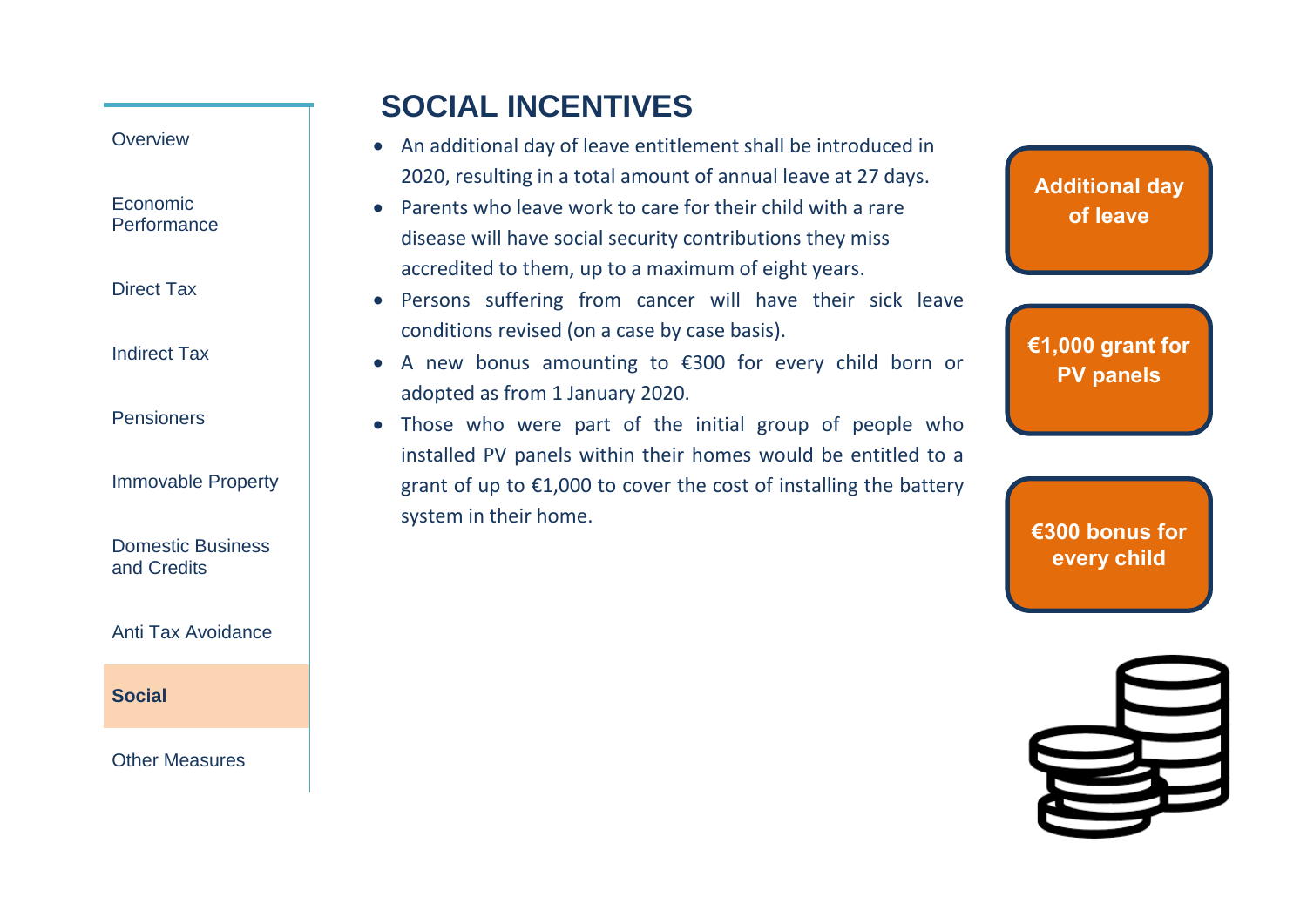Overview

Economic Performance

Direct Tax

Indirect Tax

Pensioners

Immovable Property

Domestic Business and Credits

Anti Tax Avoidance

**Social**

Other Measures

# SOCIAL INCENTIVES

- An additional day of leave entitlement shall be introduced in 2020, resulting in a total amount of annual leave at 27 days.
- Parents who leave work to care for their child with a rare disease will have social security contributions they miss accredited to them, up to a maximum of eight years.
- Persons suffering from cancer will have their sick leave conditions revised (on a case by case basis).
- A new bonus amounting to €300 for every child born or adopted as from 1 January 2020.
- Those who were part of the initial group of people who installed PV panels within their homes would be entitled to a grant of up to €1,000 to cover the cost of installing the battery system in their home.

**Additional day of leave**

**€1,000 grant for PV panels**

**€300 bonus for every child**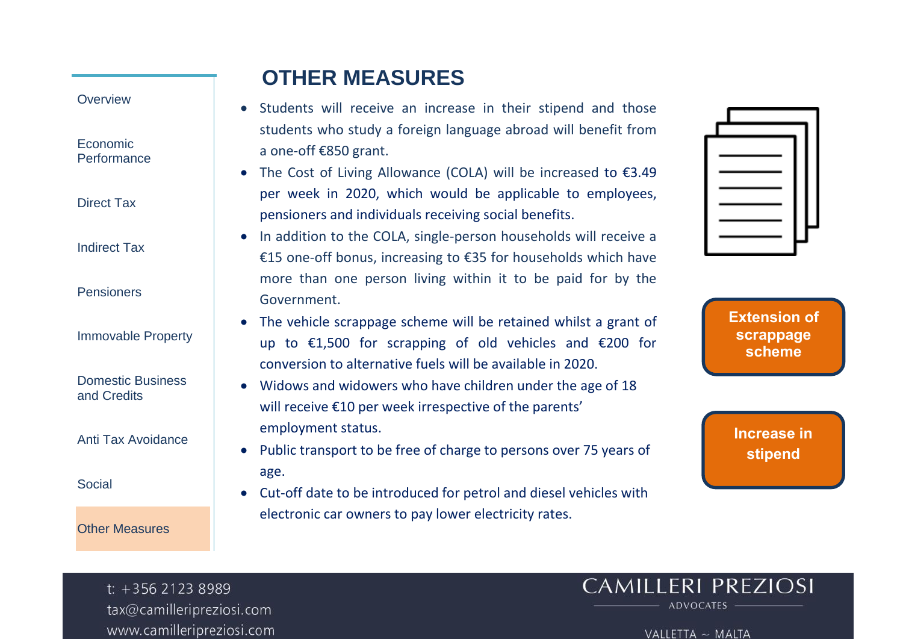# OTHER MEASURES

- Students will receive an increase in their stipend and those students who study a foreign language abroad will benefit from a one-off €850 grant.
- The Cost of Living Allowance (COLA) will be increased to €3.49 per week in 2020, which would be applicable to employees, pensioners and individuals receiving social benefits.
- In addition to the COLA, single-person households will receive a €15 one-off bonus, increasing to €35 for households which have more than one person living within it to be paid for by the Government.
- The vehicle scrappage scheme will be retained whilst a grant of up to €1,500 for scrapping of old vehicles and €200 for conversion to alternative fuels will be available in 2020.
- Widows and widowers who have children under the age of 18 will receive €10 per week irrespective of the parents' employment status.
- Public transport to be free of charge to persons over 75 years of age.
- Cut-off date to be introduced for petrol and diesel vehicles with electronic car owners to pay lower electricity rates.

**Extension of scrappage scheme**

**Increase in stipend**

Overview

Economic Performance

Direct Tax

Indirect Tax

Pensioners

Immovable Property

Domestic Business and Credits

Anti Tax Avoidance

Social

Other Measures

t: +356 2123 8989
tax@camilleripreziosi.com
www.camilleripreziosi.com

CAMILLERI PREZIOSI
ADVOCATES
VALLETTA ~ MALTA